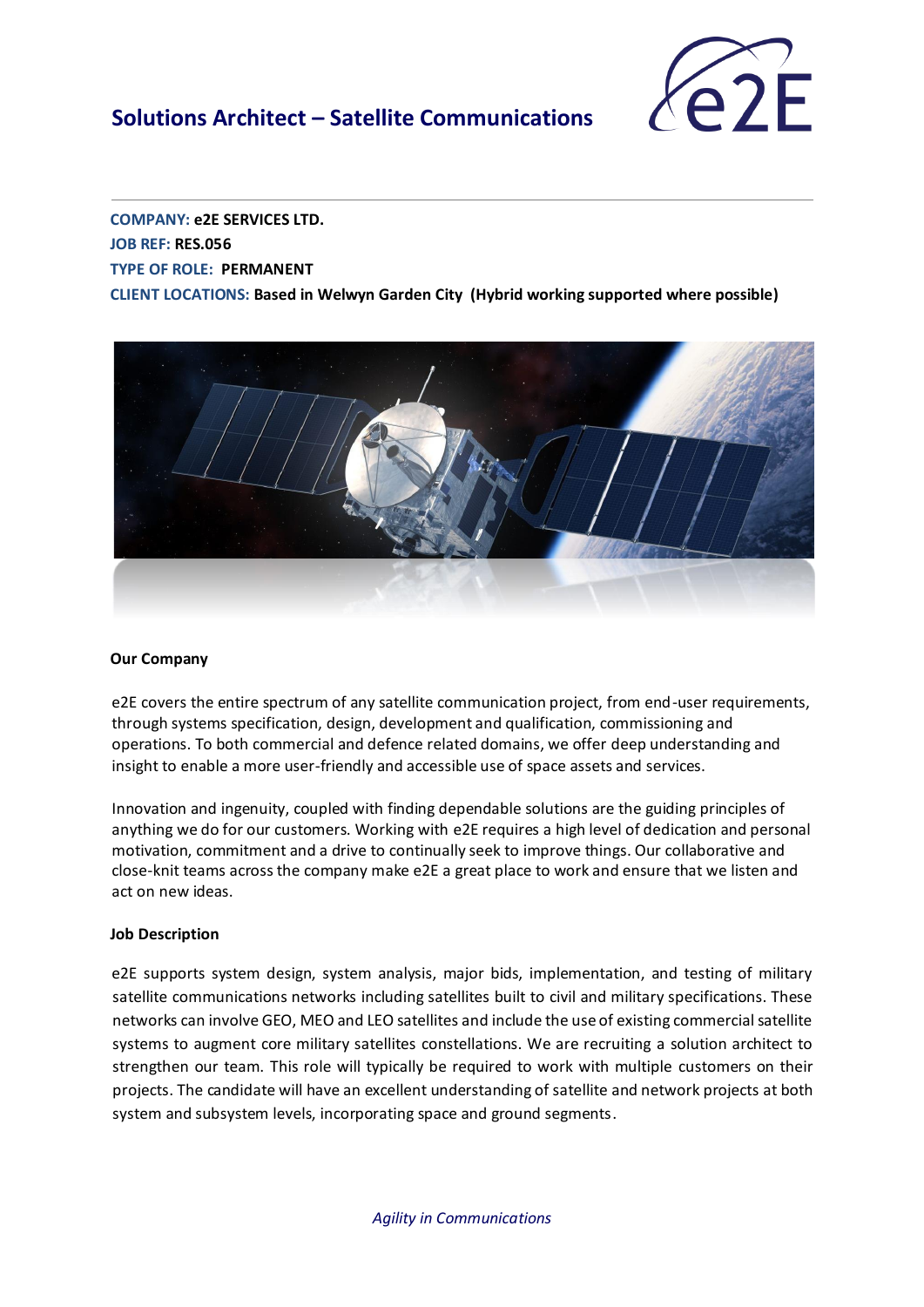# Solutions Architect – Satellite Communications

**COMPANY:** **e2E SERVICES LTD.**
**JOB REF:** **RES.056**
**TYPE OF ROLE:** **PERMANENT**
**CLIENT LOCATIONS:** **Based in Welwyn Garden City (Hybrid working supported where possible)**

### Our Company

e2E covers the entire spectrum of any satellite communication project, from end-user requirements, through systems specification, design, development and qualification, commissioning and operations. To both commercial and defence related domains, we offer deep understanding and insight to enable a more user-friendly and accessible use of space assets and services.

Innovation and ingenuity, coupled with finding dependable solutions are the guiding principles of anything we do for our customers. Working with e2E requires a high level of dedication and personal motivation, commitment and a drive to continually seek to improve things. Our collaborative and close-knit teams across the company make e2E a great place to work and ensure that we listen and act on new ideas.

### Job Description

e2E supports system design, system analysis, major bids, implementation, and testing of military satellite communications networks including satellites built to civil and military specifications. These networks can involve GEO, MEO and LEO satellites and include the use of existing commercial satellite systems to augment core military satellites constellations. We are recruiting a solution architect to strengthen our team. This role will typically be required to work with multiple customers on their projects. The candidate will have an excellent understanding of satellite and network projects at both system and subsystem levels, incorporating space and ground segments.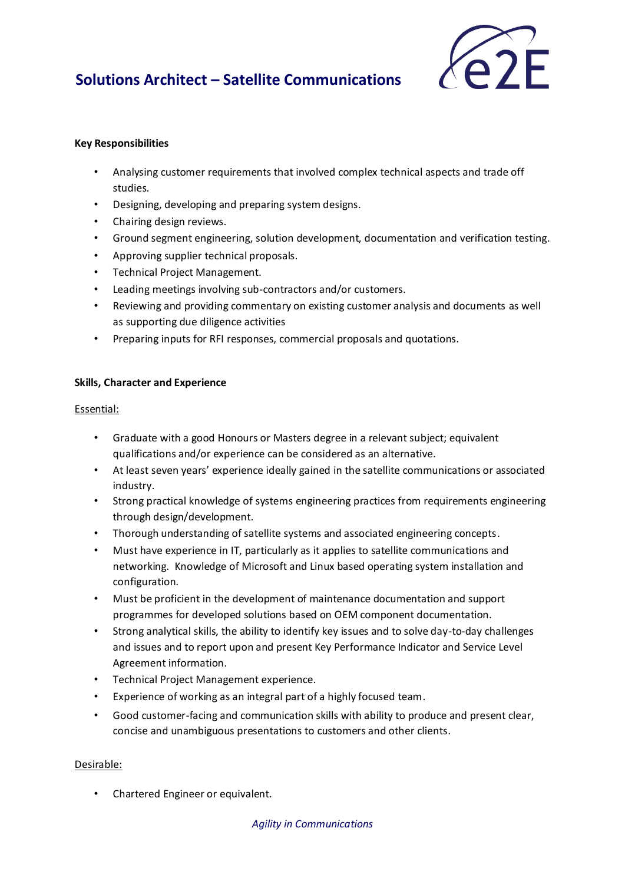## Solutions Architect – Satellite Communications

**Key Responsibilities**

- Analysing customer requirements that involved complex technical aspects and trade off studies.
- Designing, developing and preparing system designs.
- Chairing design reviews.
- Ground segment engineering, solution development, documentation and verification testing.
- Approving supplier technical proposals.
- Technical Project Management.
- Leading meetings involving sub-contractors and/or customers.
- Reviewing and providing commentary on existing customer analysis and documents as well as supporting due diligence activities
- Preparing inputs for RFI responses, commercial proposals and quotations.

**Skills, Character and Experience**

Essential:

- Graduate with a good Honours or Masters degree in a relevant subject; equivalent qualifications and/or experience can be considered as an alternative.
- At least seven years' experience ideally gained in the satellite communications or associated industry.
- Strong practical knowledge of systems engineering practices from requirements engineering through design/development.
- Thorough understanding of satellite systems and associated engineering concepts.
- Must have experience in IT, particularly as it applies to satellite communications and networking. Knowledge of Microsoft and Linux based operating system installation and configuration.
- Must be proficient in the development of maintenance documentation and support programmes for developed solutions based on OEM component documentation.
- Strong analytical skills, the ability to identify key issues and to solve day-to-day challenges and issues and to report upon and present Key Performance Indicator and Service Level Agreement information.
- Technical Project Management experience.
- Experience of working as an integral part of a highly focused team.
- Good customer-facing and communication skills with ability to produce and present clear, concise and unambiguous presentations to customers and other clients.

Desirable:

- Chartered Engineer or equivalent.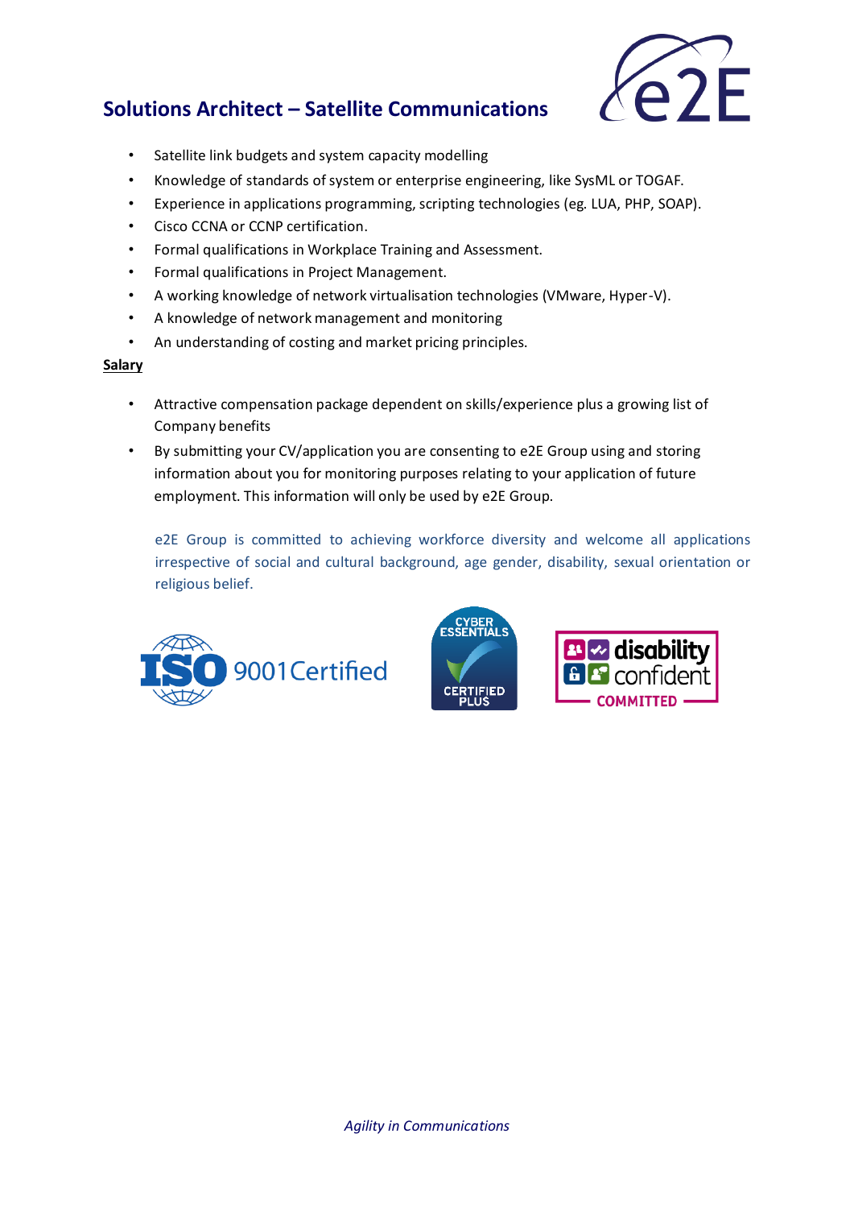## Solutions Architect – Satellite Communications

- Satellite link budgets and system capacity modelling
- Knowledge of standards of system or enterprise engineering, like SysML or TOGAF.
- Experience in applications programming, scripting technologies (eg. LUA, PHP, SOAP).
- Cisco CCNA or CCNP certification.
- Formal qualifications in Workplace Training and Assessment.
- Formal qualifications in Project Management.
- A working knowledge of network virtualisation technologies (VMware, Hyper-V).
- A knowledge of network management and monitoring
- An understanding of costing and market pricing principles.

**Salary**

- Attractive compensation package dependent on skills/experience plus a growing list of Company benefits
- By submitting your CV/application you are consenting to e2E Group using and storing information about you for monitoring purposes relating to your application of future employment. This information will only be used by e2E Group.

e2E Group is committed to achieving workforce diversity and welcome all applications irrespective of social and cultural background, age gender, disability, sexual orientation or religious belief.

ISO 9001Certified

CYBER ESSENTIALS CERTIFIED PLUS

disability confident COMMITTED

*Agility in Communications*